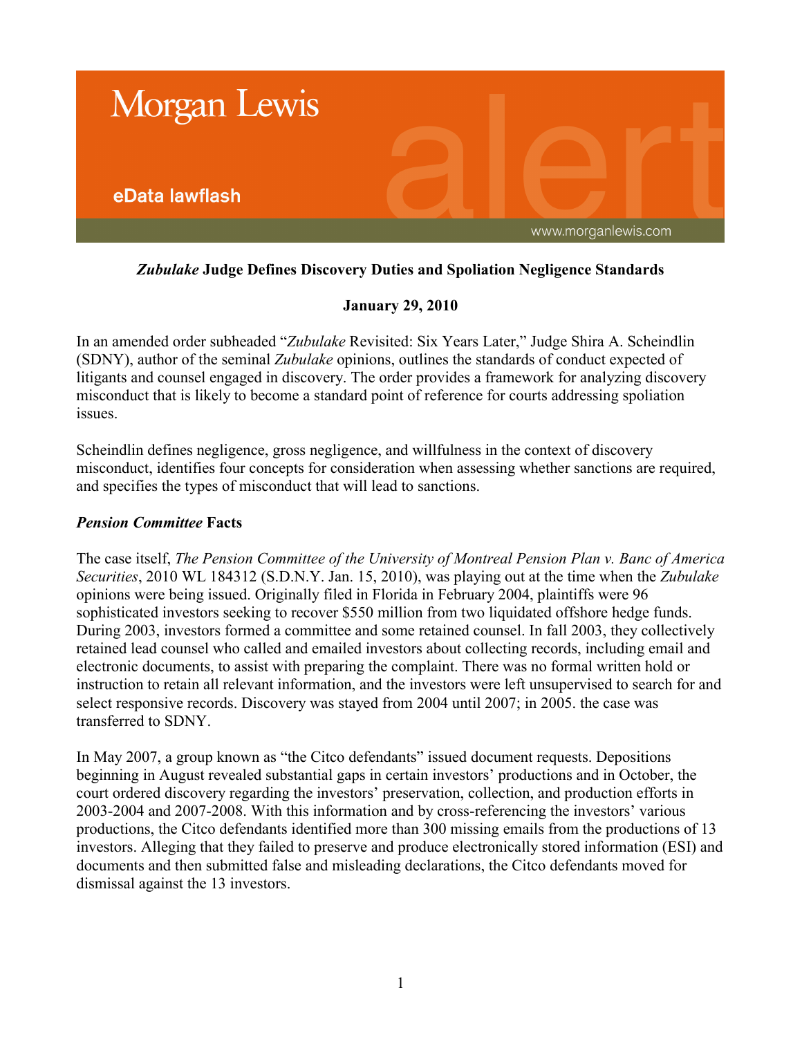Morgan Lewis

eData lawflash

alert

www.morganlewis.com

### ***Zubulake*** **Judge Defines Discovery Duties and Spoliation Negligence Standards**

**January 29, 2010**

In an amended order subheaded "*Zubulake* Revisited: Six Years Later," Judge Shira A. Scheindlin (SDNY), author of the seminal *Zubulake* opinions, outlines the standards of conduct expected of litigants and counsel engaged in discovery. The order provides a framework for analyzing discovery misconduct that is likely to become a standard point of reference for courts addressing spoliation issues.

Scheindlin defines negligence, gross negligence, and willfulness in the context of discovery misconduct, identifies four concepts for consideration when assessing whether sanctions are required, and specifies the types of misconduct that will lead to sanctions.

#### ***Pension Committee*** **Facts**

The case itself, *The Pension Committee of the University of Montreal Pension Plan v. Banc of America Securities*, 2010 WL 184312 (S.D.N.Y. Jan. 15, 2010), was playing out at the time when the *Zubulake* opinions were being issued. Originally filed in Florida in February 2004, plaintiffs were 96 sophisticated investors seeking to recover $550 million from two liquidated offshore hedge funds. During 2003, investors formed a committee and some retained counsel. In fall 2003, they collectively retained lead counsel who called and emailed investors about collecting records, including email and electronic documents, to assist with preparing the complaint. There was no formal written hold or instruction to retain all relevant information, and the investors were left unsupervised to search for and select responsive records. Discovery was stayed from 2004 until 2007; in 2005. the case was transferred to SDNY.

In May 2007, a group known as "the Citco defendants" issued document requests. Depositions beginning in August revealed substantial gaps in certain investors' productions and in October, the court ordered discovery regarding the investors' preservation, collection, and production efforts in 2003-2004 and 2007-2008. With this information and by cross-referencing the investors' various productions, the Citco defendants identified more than 300 missing emails from the productions of 13 investors. Alleging that they failed to preserve and produce electronically stored information (ESI) and documents and then submitted false and misleading declarations, the Citco defendants moved for dismissal against the 13 investors.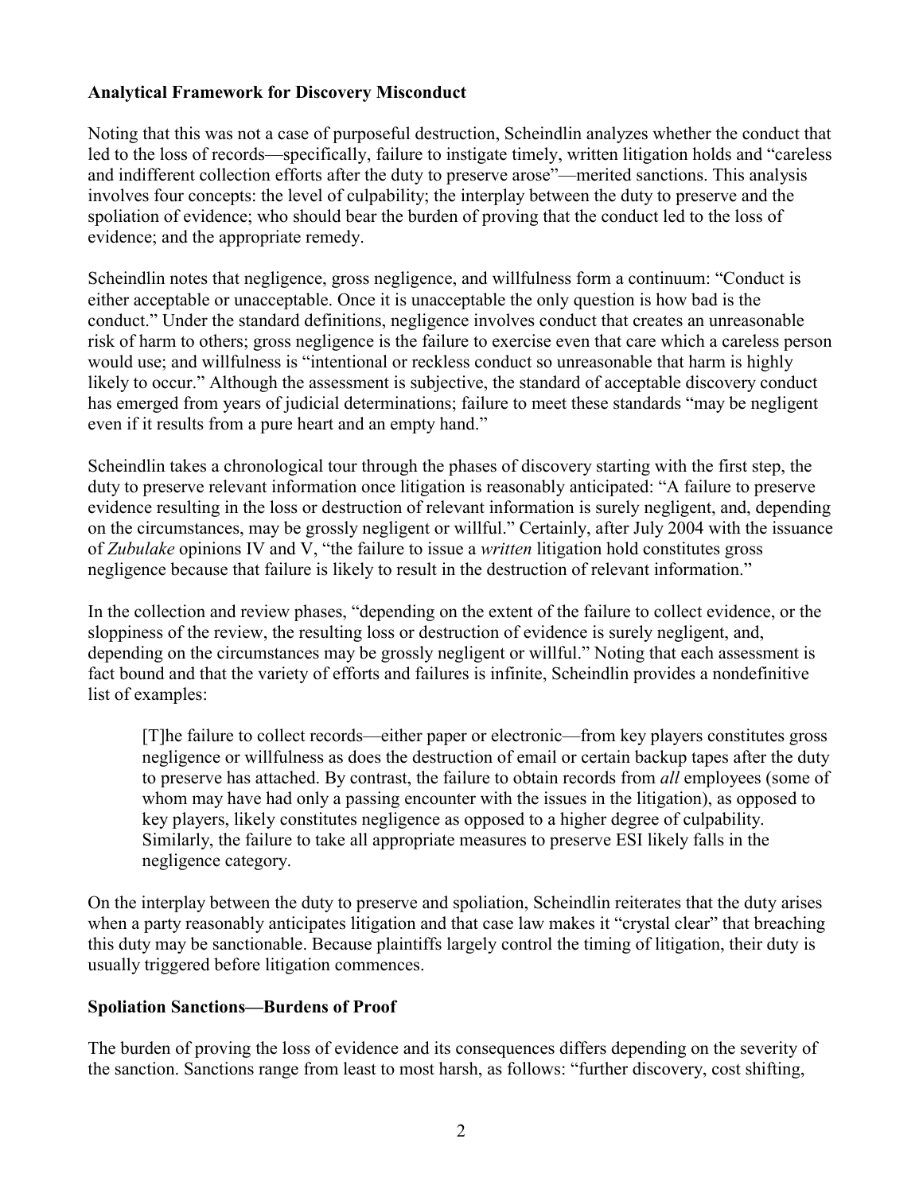**Analytical Framework for Discovery Misconduct**

Noting that this was not a case of purposeful destruction, Scheindlin analyzes whether the conduct that led to the loss of records—specifically, failure to instigate timely, written litigation holds and "careless and indifferent collection efforts after the duty to preserve arose"—merited sanctions. This analysis involves four concepts: the level of culpability; the interplay between the duty to preserve and the spoliation of evidence; who should bear the burden of proving that the conduct led to the loss of evidence; and the appropriate remedy.

Scheindlin notes that negligence, gross negligence, and willfulness form a continuum: "Conduct is either acceptable or unacceptable. Once it is unacceptable the only question is how bad is the conduct." Under the standard definitions, negligence involves conduct that creates an unreasonable risk of harm to others; gross negligence is the failure to exercise even that care which a careless person would use; and willfulness is "intentional or reckless conduct so unreasonable that harm is highly likely to occur." Although the assessment is subjective, the standard of acceptable discovery conduct has emerged from years of judicial determinations; failure to meet these standards "may be negligent even if it results from a pure heart and an empty hand."

Scheindlin takes a chronological tour through the phases of discovery starting with the first step, the duty to preserve relevant information once litigation is reasonably anticipated: "A failure to preserve evidence resulting in the loss or destruction of relevant information is surely negligent, and, depending on the circumstances, may be grossly negligent or willful." Certainly, after July 2004 with the issuance of *Zubulake* opinions IV and V, "the failure to issue a *written* litigation hold constitutes gross negligence because that failure is likely to result in the destruction of relevant information."

In the collection and review phases, "depending on the extent of the failure to collect evidence, or the sloppiness of the review, the resulting loss or destruction of evidence is surely negligent, and, depending on the circumstances may be grossly negligent or willful." Noting that each assessment is fact bound and that the variety of efforts and failures is infinite, Scheindlin provides a nondefinitive list of examples:

> [T]he failure to collect records—either paper or electronic—from key players constitutes gross negligence or willfulness as does the destruction of email or certain backup tapes after the duty to preserve has attached. By contrast, the failure to obtain records from *all* employees (some of whom may have had only a passing encounter with the issues in the litigation), as opposed to key players, likely constitutes negligence as opposed to a higher degree of culpability. Similarly, the failure to take all appropriate measures to preserve ESI likely falls in the negligence category.

On the interplay between the duty to preserve and spoliation, Scheindlin reiterates that the duty arises when a party reasonably anticipates litigation and that case law makes it "crystal clear" that breaching this duty may be sanctionable. Because plaintiffs largely control the timing of litigation, their duty is usually triggered before litigation commences.

**Spoliation Sanctions—Burdens of Proof**

The burden of proving the loss of evidence and its consequences differs depending on the severity of the sanction. Sanctions range from least to most harsh, as follows: "further discovery, cost shifting,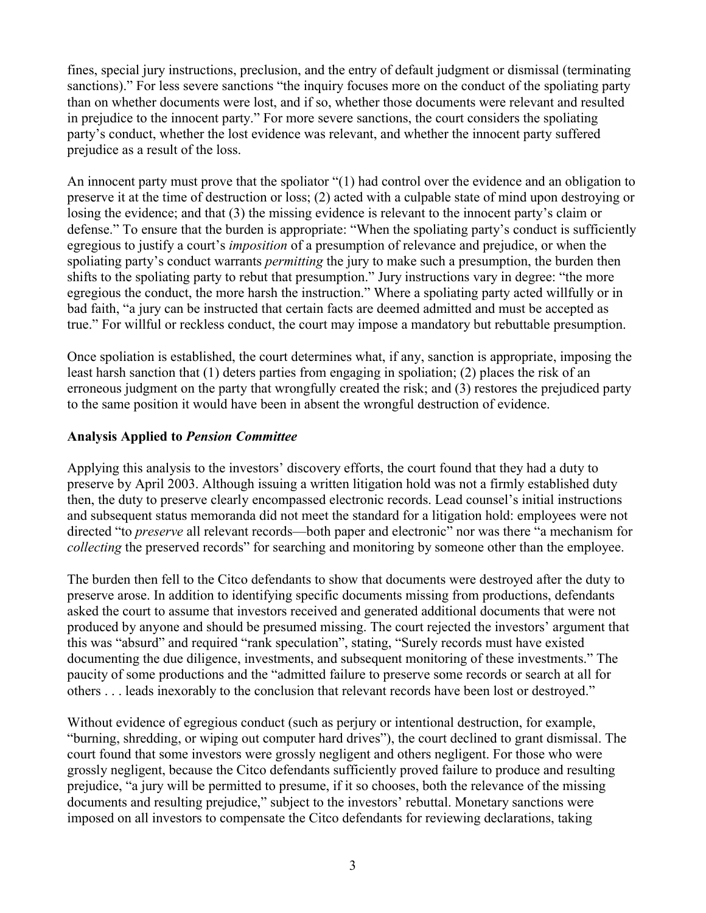fines, special jury instructions, preclusion, and the entry of default judgment or dismissal (terminating sanctions)." For less severe sanctions "the inquiry focuses more on the conduct of the spoliating party than on whether documents were lost, and if so, whether those documents were relevant and resulted in prejudice to the innocent party." For more severe sanctions, the court considers the spoliating party's conduct, whether the lost evidence was relevant, and whether the innocent party suffered prejudice as a result of the loss.

An innocent party must prove that the spoliator "(1) had control over the evidence and an obligation to preserve it at the time of destruction or loss; (2) acted with a culpable state of mind upon destroying or losing the evidence; and that (3) the missing evidence is relevant to the innocent party's claim or defense." To ensure that the burden is appropriate: "When the spoliating party's conduct is sufficiently egregious to justify a court's *imposition* of a presumption of relevance and prejudice, or when the spoliating party's conduct warrants *permitting* the jury to make such a presumption, the burden then shifts to the spoliating party to rebut that presumption." Jury instructions vary in degree: "the more egregious the conduct, the more harsh the instruction." Where a spoliating party acted willfully or in bad faith, "a jury can be instructed that certain facts are deemed admitted and must be accepted as true." For willful or reckless conduct, the court may impose a mandatory but rebuttable presumption.

Once spoliation is established, the court determines what, if any, sanction is appropriate, imposing the least harsh sanction that (1) deters parties from engaging in spoliation; (2) places the risk of an erroneous judgment on the party that wrongfully created the risk; and (3) restores the prejudiced party to the same position it would have been in absent the wrongful destruction of evidence.

**Analysis Applied to *Pension Committee***

Applying this analysis to the investors' discovery efforts, the court found that they had a duty to preserve by April 2003. Although issuing a written litigation hold was not a firmly established duty then, the duty to preserve clearly encompassed electronic records. Lead counsel's initial instructions and subsequent status memoranda did not meet the standard for a litigation hold: employees were not directed "to *preserve* all relevant records—both paper and electronic" nor was there "a mechanism for *collecting* the preserved records" for searching and monitoring by someone other than the employee.

The burden then fell to the Citco defendants to show that documents were destroyed after the duty to preserve arose. In addition to identifying specific documents missing from productions, defendants asked the court to assume that investors received and generated additional documents that were not produced by anyone and should be presumed missing. The court rejected the investors' argument that this was "absurd" and required "rank speculation", stating, "Surely records must have existed documenting the due diligence, investments, and subsequent monitoring of these investments." The paucity of some productions and the "admitted failure to preserve some records or search at all for others . . . leads inexorably to the conclusion that relevant records have been lost or destroyed."

Without evidence of egregious conduct (such as perjury or intentional destruction, for example, "burning, shredding, or wiping out computer hard drives"), the court declined to grant dismissal. The court found that some investors were grossly negligent and others negligent. For those who were grossly negligent, because the Citco defendants sufficiently proved failure to produce and resulting prejudice, "a jury will be permitted to presume, if it so chooses, both the relevance of the missing documents and resulting prejudice," subject to the investors' rebuttal. Monetary sanctions were imposed on all investors to compensate the Citco defendants for reviewing declarations, taking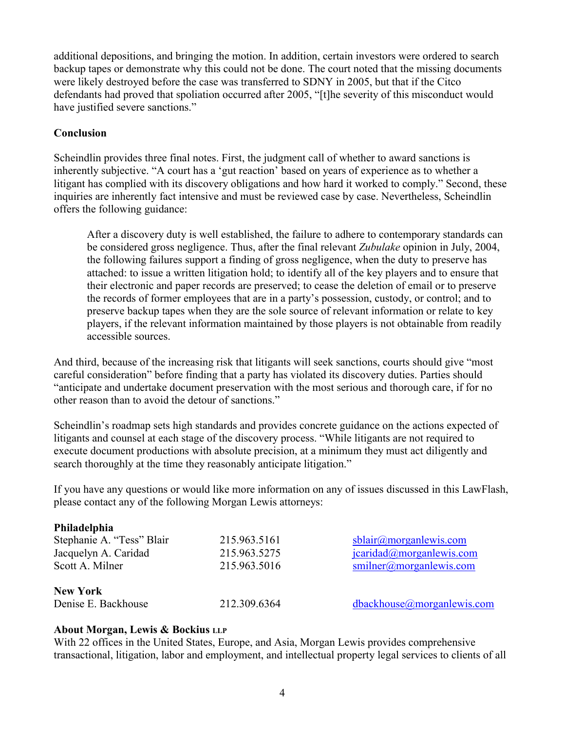additional depositions, and bringing the motion. In addition, certain investors were ordered to search backup tapes or demonstrate why this could not be done. The court noted that the missing documents were likely destroyed before the case was transferred to SDNY in 2005, but that if the Citco defendants had proved that spoliation occurred after 2005, "[t]he severity of this misconduct would have justified severe sanctions."

**Conclusion**

Scheindlin provides three final notes. First, the judgment call of whether to award sanctions is inherently subjective. "A court has a 'gut reaction' based on years of experience as to whether a litigant has complied with its discovery obligations and how hard it worked to comply." Second, these inquiries are inherently fact intensive and must be reviewed case by case. Nevertheless, Scheindlin offers the following guidance:

> After a discovery duty is well established, the failure to adhere to contemporary standards can be considered gross negligence. Thus, after the final relevant *Zubulake* opinion in July, 2004, the following failures support a finding of gross negligence, when the duty to preserve has attached: to issue a written litigation hold; to identify all of the key players and to ensure that their electronic and paper records are preserved; to cease the deletion of email or to preserve the records of former employees that are in a party's possession, custody, or control; and to preserve backup tapes when they are the sole source of relevant information or relate to key players, if the relevant information maintained by those players is not obtainable from readily accessible sources.

And third, because of the increasing risk that litigants will seek sanctions, courts should give "most careful consideration" before finding that a party has violated its discovery duties. Parties should "anticipate and undertake document preservation with the most serious and thorough care, if for no other reason than to avoid the detour of sanctions."

Scheindlin's roadmap sets high standards and provides concrete guidance on the actions expected of litigants and counsel at each stage of the discovery process. "While litigants are not required to execute document productions with absolute precision, at a minimum they must act diligently and search thoroughly at the time they reasonably anticipate litigation."

If you have any questions or would like more information on any of issues discussed in this LawFlash, please contact any of the following Morgan Lewis attorneys:

**Philadelphia**

| | | |
|---|---|---|
| Stephanie A. "Tess" Blair | 215.963.5161 | sblair@morganlewis.com |
| Jacquelyn A. Caridad | 215.963.5275 | jcaridad@morganlewis.com |
| Scott A. Milner | 215.963.5016 | smilner@morganlewis.com |

**New York**

| | | |
|---|---|---|
| Denise E. Backhouse | 212.309.6364 | dbackhouse@morganlewis.com |

**About Morgan, Lewis & Bockius LLP**

With 22 offices in the United States, Europe, and Asia, Morgan Lewis provides comprehensive transactional, litigation, labor and employment, and intellectual property legal services to clients of all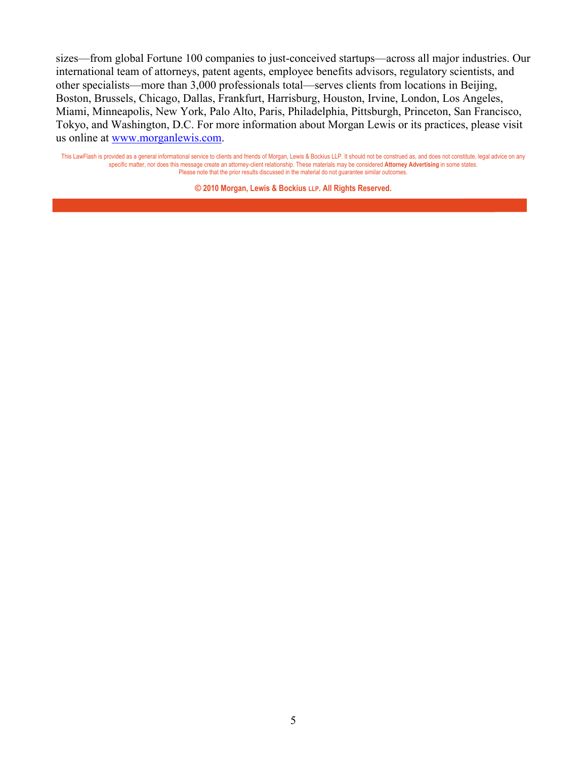sizes—from global Fortune 100 companies to just-conceived startups—across all major industries. Our international team of attorneys, patent agents, employee benefits advisors, regulatory scientists, and other specialists—more than 3,000 professionals total—serves clients from locations in Beijing, Boston, Brussels, Chicago, Dallas, Frankfurt, Harrisburg, Houston, Irvine, London, Los Angeles, Miami, Minneapolis, New York, Palo Alto, Paris, Philadelphia, Pittsburgh, Princeton, San Francisco, Tokyo, and Washington, D.C. For more information about Morgan Lewis or its practices, please visit us online at www.morganlewis.com.

This LawFlash is provided as a general informational service to clients and friends of Morgan, Lewis & Bockius LLP. It should not be construed as, and does not constitute, legal advice on any specific matter, nor does this message create an attorney-client relationship. These materials may be considered **Attorney Advertising** in some states. Please note that the prior results discussed in the material do not guarantee similar outcomes.

**© 2010 Morgan, Lewis & Bockius LLP. All Rights Reserved.**